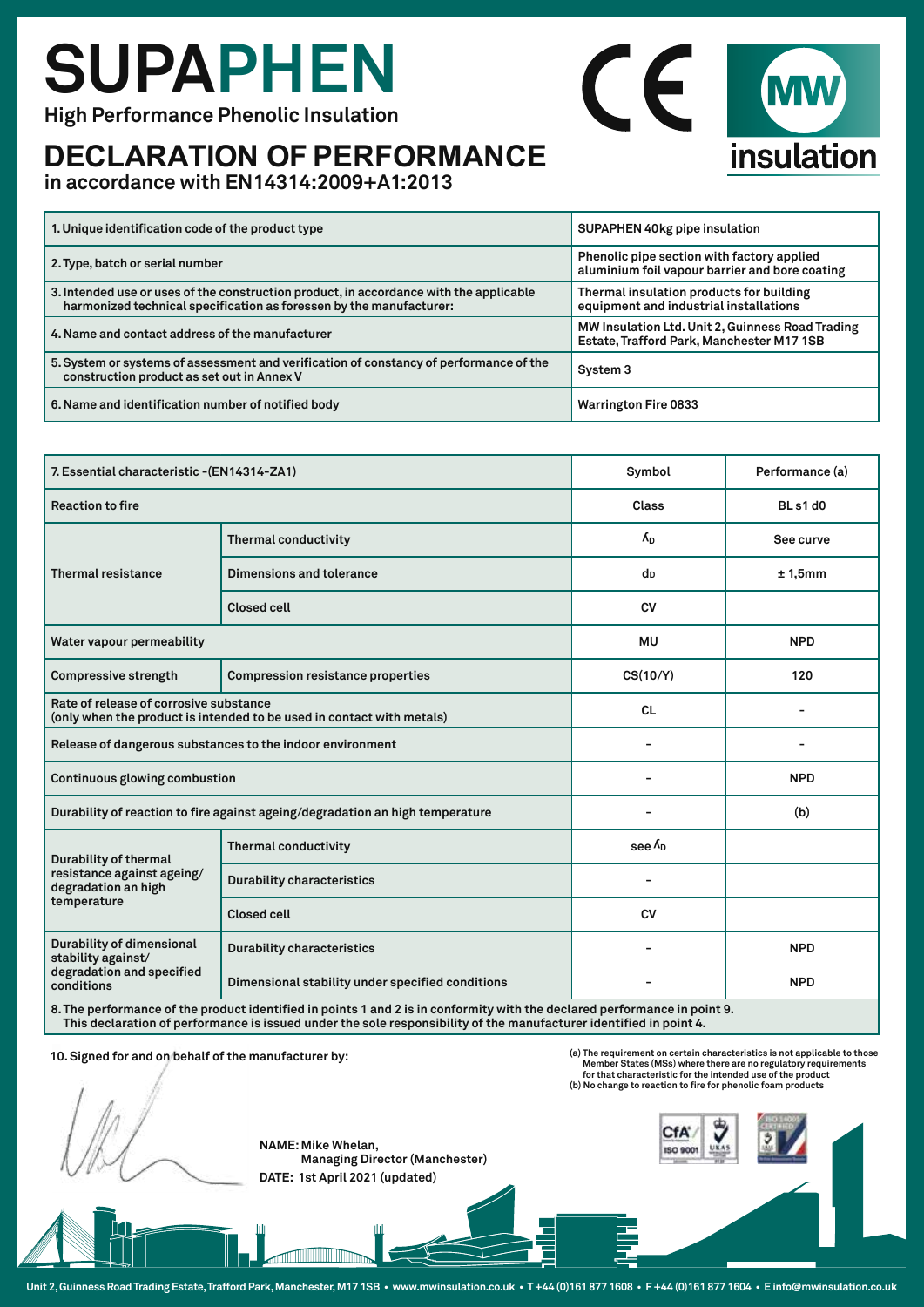# SUPAPHEN

**High Performance Phenolic Insulation**

## DECLARATION OF PERFORMANCE

**in accordance with EN14314:2009+A1:2013**

MW insulation

| | |
|---|---|
| 1. Unique identification code of the product type | SUPAPHEN 40kg pipe insulation |
| 2. Type, batch or serial number | Phenolic pipe section with factory applied aluminium foil vapour barrier and bore coating |
| 3. Intended use or uses of the construction product, in accordance with the applicable harmonized technical specification as foressen by the manufacturer: | Thermal insulation products for building equipment and industrial installations |
| 4. Name and contact address of the manufacturer | MW Insulation Ltd. Unit 2, Guinness Road Trading Estate, Trafford Park, Manchester M17 1SB |
| 5. System or systems of assessment and verification of constancy of performance of the construction product as set out in Annex V | System 3 |
| 6. Name and identification number of notified body | Warrington Fire 0833 |

| 7. Essential characteristic -(EN14314-ZA1) | | Symbol | Performance (a) |
|---|---|---|---|
| Reaction to fire | | Class | BL s1 d0 |
| Thermal resistance | Thermal conductivity | $\lambda_D$ | See curve |
| | Dimensions and tolerance | $d_D$ | ± 1,5mm |
| | Closed cell | CV | |
| Water vapour permeability | | MU | NPD |
| Compressive strength | Compression resistance properties | CS(10/Y) | 120 |
| Rate of release of corrosive substance (only when the product is intended to be used in contact with metals) | | CL | - |
| Release of dangerous substances to the indoor environment | | - | - |
| Continuous glowing combustion | | - | NPD |
| Durability of reaction to fire against ageing/degradation an high temperature | | - | (b) |
| Durability of thermal resistance against ageing/ degradation an high temperature | Thermal conductivity | see $\lambda_D$ | |
| | Durability characteristics | - | |
| | Closed cell | CV | |
| Durability of dimensional stability against/ degradation and specified conditions | Durability characteristics | - | NPD |
| | Dimensional stability under specified conditions | - | NPD |

8. The performance of the product identified in points 1 and 2 is in conformity with the declared performance in point 9. This declaration of performance is issued under the sole responsibility of the manufacturer identified in point 4.

10. Signed for and on behalf of the manufacturer by:

(a) The requirement on certain characteristics is not applicable to those Member States (MSs) where there are no regulatory requirements for that characteristic for the intended use of the product
(b) No change to reaction to fire for phenolic foam products

NAME: Mike Whelan,
Managing Director (Manchester)
DATE: 1st April 2021 (updated)

Unit 2, Guinness Road Trading Estate, Trafford Park, Manchester, M17 1SB • www.mwinsulation.co.uk • T +44 (0)161 877 1608 • F +44 (0)161 877 1604 • E info@mwinsulation.co.uk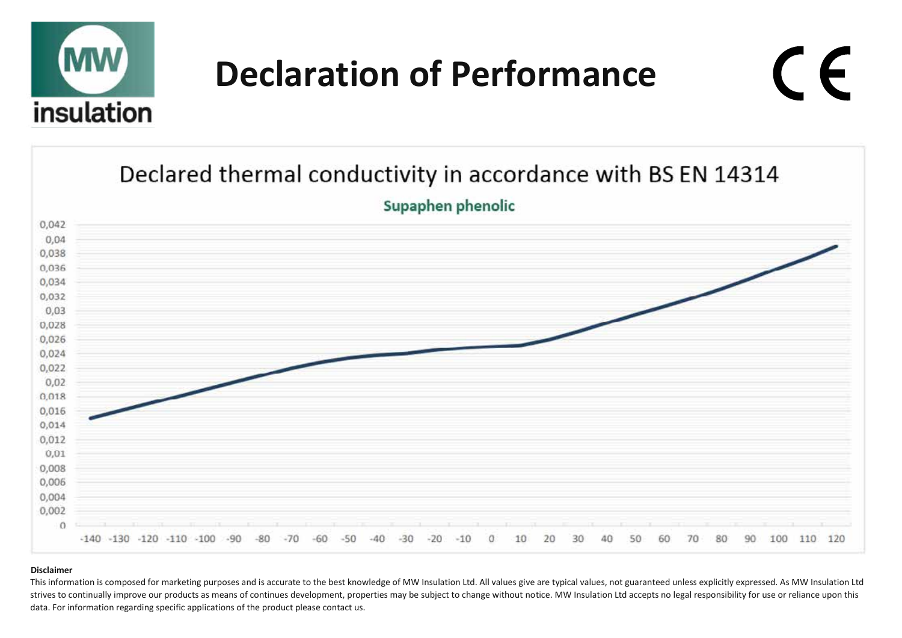# Declaration of Performance

Declared thermal conductivity in accordance with BS EN 14314

Supaphen phenolic

0,042
0,04
0,038
0,036
0,034
0,032
0,03
0,028
0,026
0,024
0,022
0,02
0,018
0,016
0,014
0,012
0,01
0,008
0,006
0,004
0,002
0

-140 -130 -120 -110 -100 -90 -80 -70 -60 -50 -40 -30 -20 -10 0 10 20 30 40 50 60 70 80 90 100 110 120

**Disclaimer**

This information is composed for marketing purposes and is accurate to the best knowledge of MW Insulation Ltd. All values give are typical values, not guaranteed unless explicitly expressed. As MW Insulation Ltd strives to continually improve our products as means of continues development, properties may be subject to change without notice. MW Insulation Ltd accepts no legal responsibility for use or reliance upon this data. For information regarding specific applications of the product please contact us.